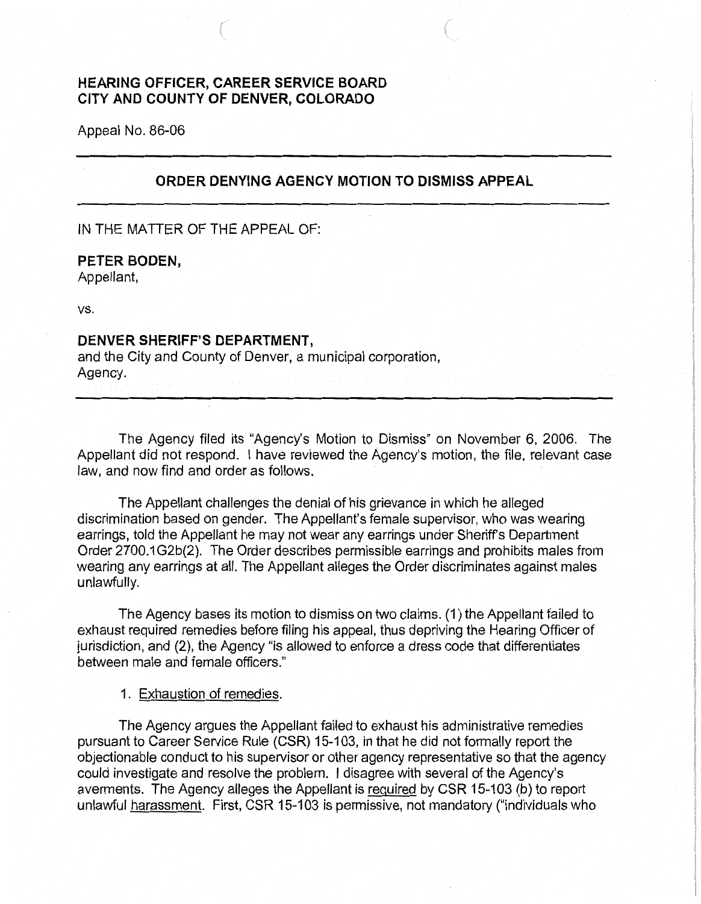**HEARING OFFICER, CAREER SERVICE BOARD**
**CITY AND COUNTY OF DENVER, COLORADO**

Appeal No. 86-06

---

## ORDER DENYING AGENCY MOTION TO DISMISS APPEAL

---

IN THE MATTER OF THE APPEAL OF:

**PETER BODEN,**
Appellant,

vs.

**DENVER SHERIFF'S DEPARTMENT,**
and the City and County of Denver, a municipal corporation,
Agency.

---

The Agency filed its "Agency's Motion to Dismiss" on November 6, 2006. The Appellant did not respond. I have reviewed the Agency's motion, the file, relevant case law, and now find and order as follows.

The Appellant challenges the denial of his grievance in which he alleged discrimination based on gender. The Appellant's female supervisor, who was wearing earrings, told the Appellant he may not wear any earrings under Sheriff's Department Order 2700.1G2b(2). The Order describes permissible earrings and prohibits males from wearing any earrings at all. The Appellant alleges the Order discriminates against males unlawfully.

The Agency bases its motion to dismiss on two claims. (1) the Appellant failed to exhaust required remedies before filing his appeal, thus depriving the Hearing Officer of jurisdiction, and (2), the Agency "is allowed to enforce a dress code that differentiates between male and female officers."

1. Exhaustion of remedies.

The Agency argues the Appellant failed to exhaust his administrative remedies pursuant to Career Service Rule (CSR) 15-103, in that he did not formally report the objectionable conduct to his supervisor or other agency representative so that the agency could investigate and resolve the problem. I disagree with several of the Agency's averments. The Agency alleges the Appellant is required by CSR 15-103 (b) to report unlawful harassment. First, CSR 15-103 is permissive, not mandatory ("individuals who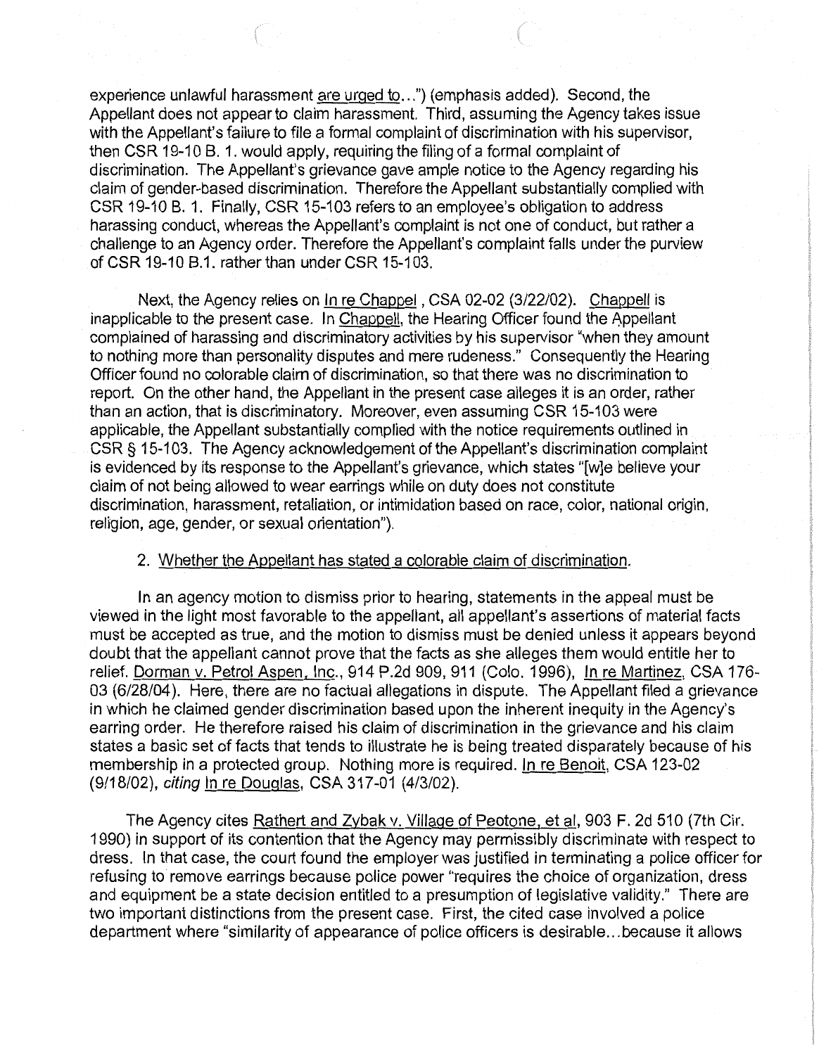experience unlawful harassment are urged to...") (emphasis added). Second, the Appellant does not appear to claim harassment. Third, assuming the Agency takes issue with the Appellant's failure to file a formal complaint of discrimination with his supervisor, then CSR 19-10 B. 1. would apply, requiring the filing of a formal complaint of discrimination. The Appellant's grievance gave ample notice to the Agency regarding his claim of gender-based discrimination. Therefore the Appellant substantially complied with CSR 19-10 B. 1. Finally, CSR 15-103 refers to an employee's obligation to address harassing conduct, whereas the Appellant's complaint is not one of conduct, but rather a challenge to an Agency order. Therefore the Appellant's complaint falls under the purview of CSR 19-10 B.1. rather than under CSR 15-103.

Next, the Agency relies on In re Chappel, CSA 02-02 (3/22/02). Chappell is inapplicable to the present case. In Chappell, the Hearing Officer found the Appellant complained of harassing and discriminatory activities by his supervisor "when they amount to nothing more than personality disputes and mere rudeness." Consequently the Hearing Officer found no colorable claim of discrimination, so that there was no discrimination to report. On the other hand, the Appellant in the present case alleges it is an order, rather than an action, that is discriminatory. Moreover, even assuming CSR 15-103 were applicable, the Appellant substantially complied with the notice requirements outlined in CSR § 15-103. The Agency acknowledgement of the Appellant's discrimination complaint is evidenced by its response to the Appellant's grievance, which states "[w]e believe your claim of not being allowed to wear earrings while on duty does not constitute discrimination, harassment, retaliation, or intimidation based on race, color, national origin, religion, age, gender, or sexual orientation").

2. Whether the Appellant has stated a colorable claim of discrimination.

In an agency motion to dismiss prior to hearing, statements in the appeal must be viewed in the light most favorable to the appellant, all appellant's assertions of material facts must be accepted as true, and the motion to dismiss must be denied unless it appears beyond doubt that the appellant cannot prove that the facts as she alleges them would entitle her to relief. Dorman v. Petrol Aspen, Inc., 914 P.2d 909, 911 (Colo. 1996), In re Martinez, CSA 176-03 (6/28/04). Here, there are no factual allegations in dispute. The Appellant filed a grievance in which he claimed gender discrimination based upon the inherent inequity in the Agency's earring order. He therefore raised his claim of discrimination in the grievance and his claim states a basic set of facts that tends to illustrate he is being treated disparately because of his membership in a protected group. Nothing more is required. In re Benoit, CSA 123-02 (9/18/02), *citing* In re Douglas, CSA 317-01 (4/3/02).

The Agency cites Rathert and Zybak v. Village of Peotone, et al, 903 F. 2d 510 (7th Cir. 1990) in support of its contention that the Agency may permissibly discriminate with respect to dress. In that case, the court found the employer was justified in terminating a police officer for refusing to remove earrings because police power "requires the choice of organization, dress and equipment be a state decision entitled to a presumption of legislative validity." There are two important distinctions from the present case. First, the cited case involved a police department where "similarity of appearance of police officers is desirable...because it allows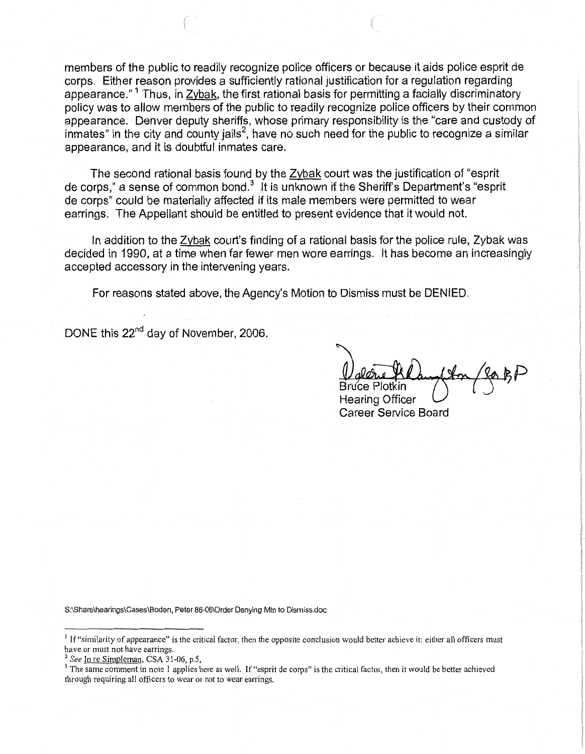members of the public to readily recognize police officers or because it aids police esprit de corps. Either reason provides a sufficiently rational justification for a regulation regarding appearance." [1] Thus, in Zybak, the first rational basis for permitting a facially discriminatory policy was to allow members of the public to readily recognize police officers by their common appearance. Denver deputy sheriffs, whose primary responsibility is the "care and custody of inmates" in the city and county jails[2], have no such need for the public to recognize a similar appearance, and it is doubtful inmates care.

The second rational basis found by the Zybak court was the justification of "esprit de corps," a sense of common bond.[3] It is unknown if the Sheriff's Department's "esprit de corps" could be materially affected if its male members were permitted to wear earrings. The Appellant should be entitled to present evidence that it would not.

In addition to the Zybak court's finding of a rational basis for the police rule, Zybak was decided in 1990, at a time when far fewer men wore earrings. It has become an increasingly accepted accessory in the intervening years.

For reasons stated above, the Agency's Motion to Dismiss must be DENIED.

DONE this 22nd day of November, 2006.

Valerie McNaughton / for BP

Bruce Plotkin
Hearing Officer
Career Service Board

S:\Share\hearings\Cases\Boden, Peter 86-06\Order Denying Mtn to Dismiss.doc

---

[1] If "similarity of appearance" is the critical factor, then the opposite conclusion would better achieve it: either all officers must have or must not have earrings.

[2] *See* In re Simpleman, CSA 31-06, p.5,

[3] The same comment in note 1 applies here as well. If "esprit de corps" is the critical factor, then it would be better achieved through requiring all officers to wear or not to wear earrings.